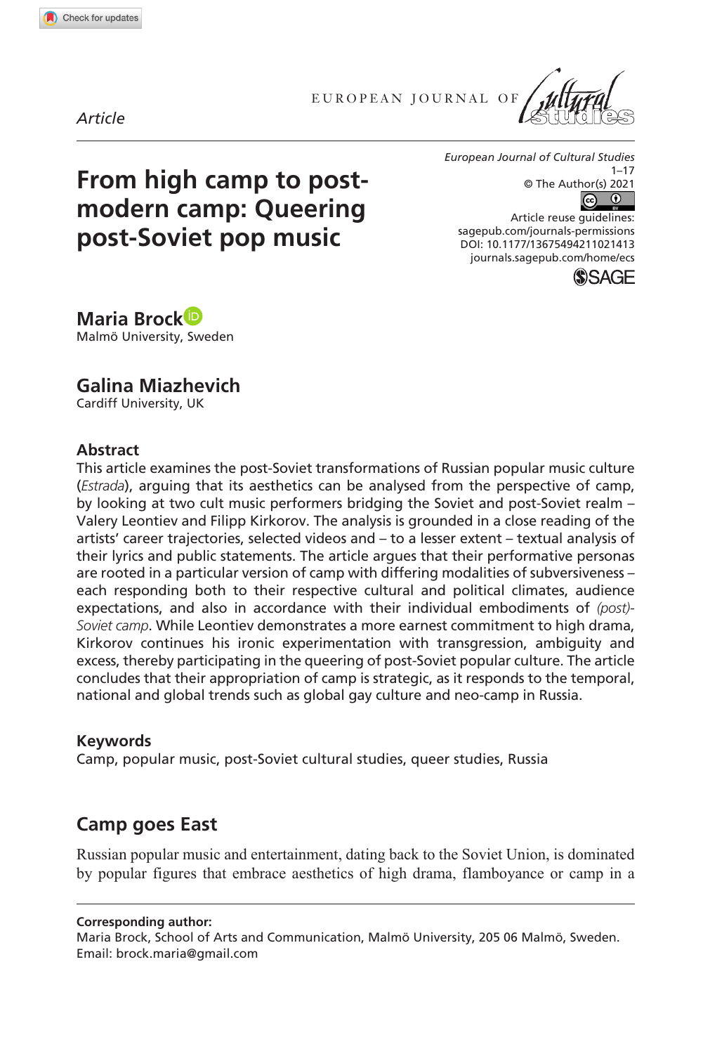*Article*

# From high camp to post-modern camp: Queering post-Soviet pop music

European Journal of Cultural Studies
1–17
© The Author(s) 2021
Article reuse guidelines:
sagepub.com/journals-permissions
DOI: 10.1177/13675494211021413
journals.sagepub.com/home/ecs

**Maria Brock**
Malmö University, Sweden

**Galina Miazhevich**
Cardiff University, UK

### Abstract

This article examines the post-Soviet transformations of Russian popular music culture (*Estrada*), arguing that its aesthetics can be analysed from the perspective of camp, by looking at two cult music performers bridging the Soviet and post-Soviet realm – Valery Leontiev and Filipp Kirkorov. The analysis is grounded in a close reading of the artists' career trajectories, selected videos and – to a lesser extent – textual analysis of their lyrics and public statements. The article argues that their performative personas are rooted in a particular version of camp with differing modalities of subversiveness – each responding both to their respective cultural and political climates, audience expectations, and also in accordance with their individual embodiments of *(post)-Soviet camp*. While Leontiev demonstrates a more earnest commitment to high drama, Kirkorov continues his ironic experimentation with transgression, ambiguity and excess, thereby participating in the queering of post-Soviet popular culture. The article concludes that their appropriation of camp is strategic, as it responds to the temporal, national and global trends such as global gay culture and neo-camp in Russia.

### Keywords

Camp, popular music, post-Soviet cultural studies, queer studies, Russia

## Camp goes East

Russian popular music and entertainment, dating back to the Soviet Union, is dominated by popular figures that embrace aesthetics of high drama, flamboyance or camp in a

**Corresponding author:**
Maria Brock, School of Arts and Communication, Malmö University, 205 06 Malmö, Sweden.
Email: brock.maria@gmail.com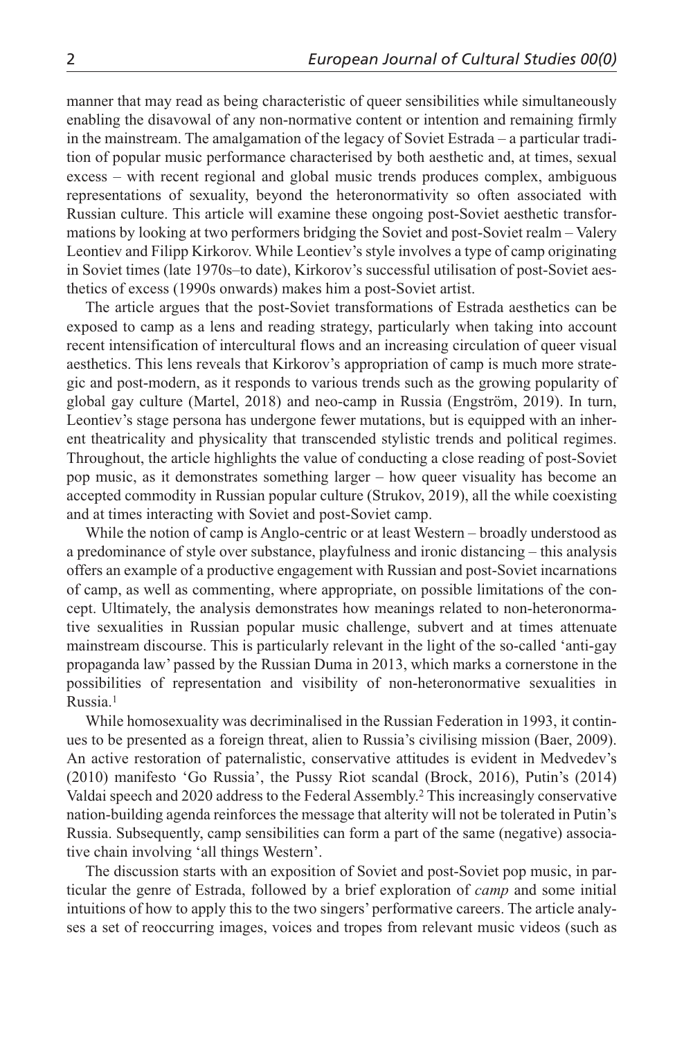manner that may read as being characteristic of queer sensibilities while simultaneously enabling the disavowal of any non-normative content or intention and remaining firmly in the mainstream. The amalgamation of the legacy of Soviet Estrada – a particular tradition of popular music performance characterised by both aesthetic and, at times, sexual excess – with recent regional and global music trends produces complex, ambiguous representations of sexuality, beyond the heteronormativity so often associated with Russian culture. This article will examine these ongoing post-Soviet aesthetic transformations by looking at two performers bridging the Soviet and post-Soviet realm – Valery Leontiev and Filipp Kirkorov. While Leontiev's style involves a type of camp originating in Soviet times (late 1970s–to date), Kirkorov's successful utilisation of post-Soviet aesthetics of excess (1990s onwards) makes him a post-Soviet artist.

The article argues that the post-Soviet transformations of Estrada aesthetics can be exposed to camp as a lens and reading strategy, particularly when taking into account recent intensification of intercultural flows and an increasing circulation of queer visual aesthetics. This lens reveals that Kirkorov's appropriation of camp is much more strategic and post-modern, as it responds to various trends such as the growing popularity of global gay culture (Martel, 2018) and neo-camp in Russia (Engström, 2019). In turn, Leontiev's stage persona has undergone fewer mutations, but is equipped with an inherent theatricality and physicality that transcended stylistic trends and political regimes. Throughout, the article highlights the value of conducting a close reading of post-Soviet pop music, as it demonstrates something larger – how queer visuality has become an accepted commodity in Russian popular culture (Strukov, 2019), all the while coexisting and at times interacting with Soviet and post-Soviet camp.

While the notion of camp is Anglo-centric or at least Western – broadly understood as a predominance of style over substance, playfulness and ironic distancing – this analysis offers an example of a productive engagement with Russian and post-Soviet incarnations of camp, as well as commenting, where appropriate, on possible limitations of the concept. Ultimately, the analysis demonstrates how meanings related to non-heteronormative sexualities in Russian popular music challenge, subvert and at times attenuate mainstream discourse. This is particularly relevant in the light of the so-called 'anti-gay propaganda law' passed by the Russian Duma in 2013, which marks a cornerstone in the possibilities of representation and visibility of non-heteronormative sexualities in Russia.[1]

While homosexuality was decriminalised in the Russian Federation in 1993, it continues to be presented as a foreign threat, alien to Russia's civilising mission (Baer, 2009). An active restoration of paternalistic, conservative attitudes is evident in Medvedev's (2010) manifesto 'Go Russia', the Pussy Riot scandal (Brock, 2016), Putin's (2014) Valdai speech and 2020 address to the Federal Assembly.[2] This increasingly conservative nation-building agenda reinforces the message that alterity will not be tolerated in Putin's Russia. Subsequently, camp sensibilities can form a part of the same (negative) associative chain involving 'all things Western'.

The discussion starts with an exposition of Soviet and post-Soviet pop music, in particular the genre of Estrada, followed by a brief exploration of *camp* and some initial intuitions of how to apply this to the two singers' performative careers. The article analyses a set of reoccurring images, voices and tropes from relevant music videos (such as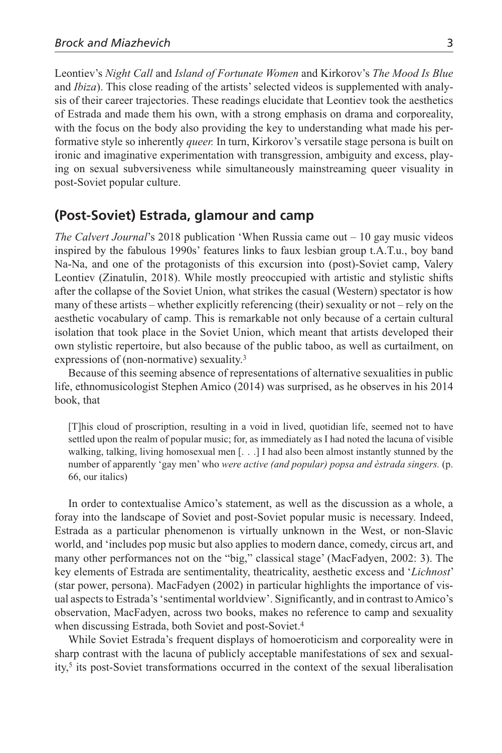Leontiev's *Night Call* and *Island of Fortunate Women* and Kirkorov's *The Mood Is Blue* and *Ibiza*). This close reading of the artists' selected videos is supplemented with analysis of their career trajectories. These readings elucidate that Leontiev took the aesthetics of Estrada and made them his own, with a strong emphasis on drama and corporeality, with the focus on the body also providing the key to understanding what made his performative style so inherently *queer.* In turn, Kirkorov's versatile stage persona is built on ironic and imaginative experimentation with transgression, ambiguity and excess, playing on sexual subversiveness while simultaneously mainstreaming queer visuality in post-Soviet popular culture.

## (Post-Soviet) Estrada, glamour and camp

*The Calvert Journal*'s 2018 publication 'When Russia came out – 10 gay music videos inspired by the fabulous 1990s' features links to faux lesbian group t.A.T.u., boy band Na-Na, and one of the protagonists of this excursion into (post)-Soviet camp, Valery Leontiev (Zinatulin, 2018). While mostly preoccupied with artistic and stylistic shifts after the collapse of the Soviet Union, what strikes the casual (Western) spectator is how many of these artists – whether explicitly referencing (their) sexuality or not – rely on the aesthetic vocabulary of camp. This is remarkable not only because of a certain cultural isolation that took place in the Soviet Union, which meant that artists developed their own stylistic repertoire, but also because of the public taboo, as well as curtailment, on expressions of (non-normative) sexuality.[3]

Because of this seeming absence of representations of alternative sexualities in public life, ethnomusicologist Stephen Amico (2014) was surprised, as he observes in his 2014 book, that

> [T]his cloud of proscription, resulting in a void in lived, quotidian life, seemed not to have settled upon the realm of popular music; for, as immediately as I had noted the lacuna of visible walking, talking, living homosexual men [. . .] I had also been almost instantly stunned by the number of apparently 'gay men' who *were active (and popular) popsa and èstrada singers.* (p. 66, our italics)

In order to contextualise Amico's statement, as well as the discussion as a whole, a foray into the landscape of Soviet and post-Soviet popular music is necessary. Indeed, Estrada as a particular phenomenon is virtually unknown in the West, or non-Slavic world, and 'includes pop music but also applies to modern dance, comedy, circus art, and many other performances not on the "big," classical stage' (MacFadyen, 2002: 3). The key elements of Estrada are sentimentality, theatricality, aesthetic excess and '*Lichnost*' (star power, persona). MacFadyen (2002) in particular highlights the importance of visual aspects to Estrada's 'sentimental worldview'. Significantly, and in contrast to Amico's observation, MacFadyen, across two books, makes no reference to camp and sexuality when discussing Estrada, both Soviet and post-Soviet.[4]

While Soviet Estrada's frequent displays of homoeroticism and corporeality were in sharp contrast with the lacuna of publicly acceptable manifestations of sex and sexuality,[5] its post-Soviet transformations occurred in the context of the sexual liberalisation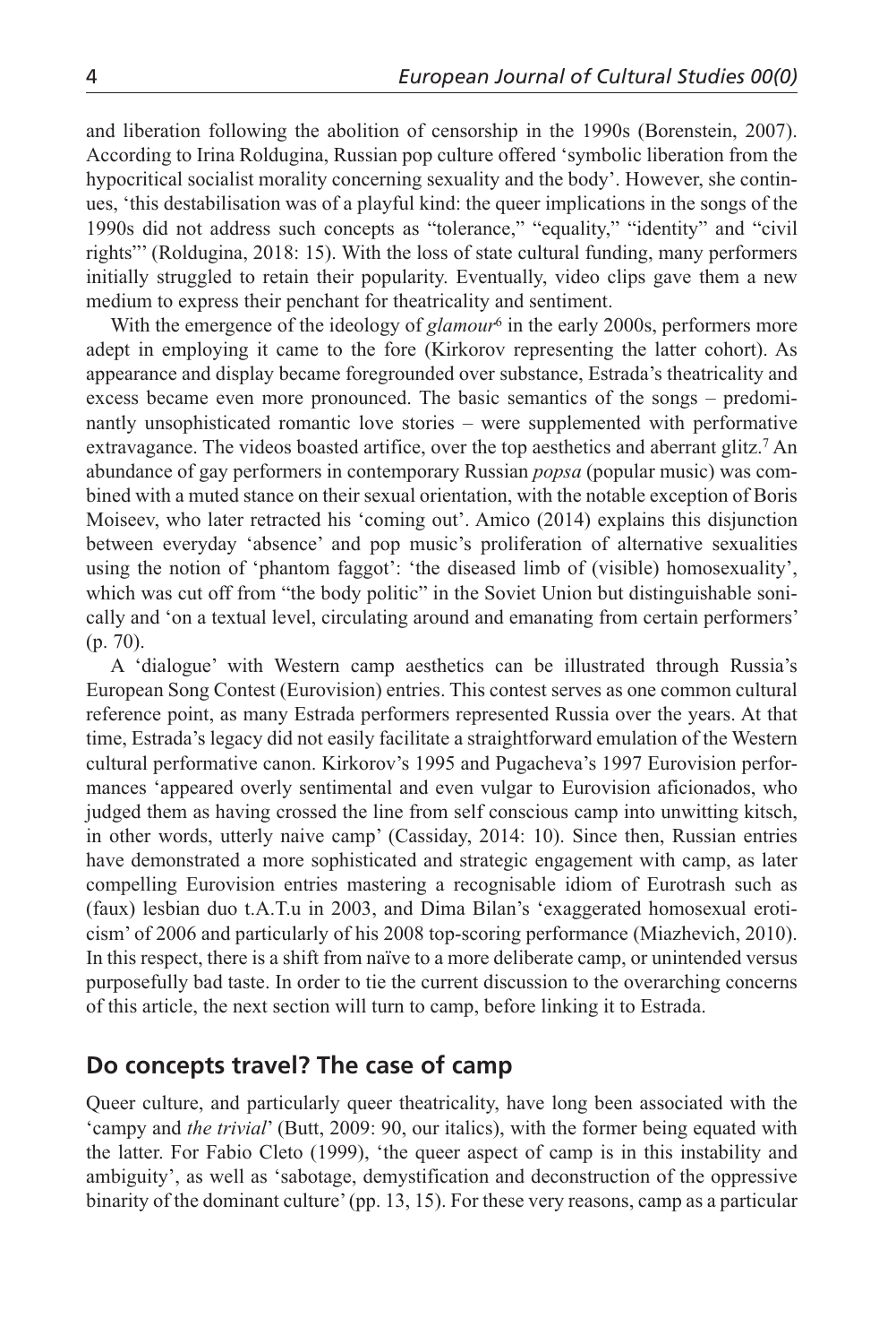and liberation following the abolition of censorship in the 1990s (Borenstein, 2007). According to Irina Roldugina, Russian pop culture offered 'symbolic liberation from the hypocritical socialist morality concerning sexuality and the body'. However, she continues, 'this destabilisation was of a playful kind: the queer implications in the songs of the 1990s did not address such concepts as "tolerance," "equality," "identity" and "civil rights"' (Roldugina, 2018: 15). With the loss of state cultural funding, many performers initially struggled to retain their popularity. Eventually, video clips gave them a new medium to express their penchant for theatricality and sentiment.

With the emergence of the ideology of *glamour*[6] in the early 2000s, performers more adept in employing it came to the fore (Kirkorov representing the latter cohort). As appearance and display became foregrounded over substance, Estrada's theatricality and excess became even more pronounced. The basic semantics of the songs – predominantly unsophisticated romantic love stories – were supplemented with performative extravagance. The videos boasted artifice, over the top aesthetics and aberrant glitz.[7] An abundance of gay performers in contemporary Russian *popsa* (popular music) was combined with a muted stance on their sexual orientation, with the notable exception of Boris Moiseev, who later retracted his 'coming out'. Amico (2014) explains this disjunction between everyday 'absence' and pop music's proliferation of alternative sexualities using the notion of 'phantom faggot': 'the diseased limb of (visible) homosexuality', which was cut off from "the body politic" in the Soviet Union but distinguishable sonically and 'on a textual level, circulating around and emanating from certain performers' (p. 70).

A 'dialogue' with Western camp aesthetics can be illustrated through Russia's European Song Contest (Eurovision) entries. This contest serves as one common cultural reference point, as many Estrada performers represented Russia over the years. At that time, Estrada's legacy did not easily facilitate a straightforward emulation of the Western cultural performative canon. Kirkorov's 1995 and Pugacheva's 1997 Eurovision performances 'appeared overly sentimental and even vulgar to Eurovision aficionados, who judged them as having crossed the line from self conscious camp into unwitting kitsch, in other words, utterly naive camp' (Cassiday, 2014: 10). Since then, Russian entries have demonstrated a more sophisticated and strategic engagement with camp, as later compelling Eurovision entries mastering a recognisable idiom of Eurotrash such as (faux) lesbian duo t.A.T.u in 2003, and Dima Bilan's 'exaggerated homosexual eroticism' of 2006 and particularly of his 2008 top-scoring performance (Miazhevich, 2010). In this respect, there is a shift from naïve to a more deliberate camp, or unintended versus purposefully bad taste. In order to tie the current discussion to the overarching concerns of this article, the next section will turn to camp, before linking it to Estrada.

## Do concepts travel? The case of camp

Queer culture, and particularly queer theatricality, have long been associated with the 'campy and *the trivial*' (Butt, 2009: 90, our italics), with the former being equated with the latter. For Fabio Cleto (1999), 'the queer aspect of camp is in this instability and ambiguity', as well as 'sabotage, demystification and deconstruction of the oppressive binarity of the dominant culture' (pp. 13, 15). For these very reasons, camp as a particular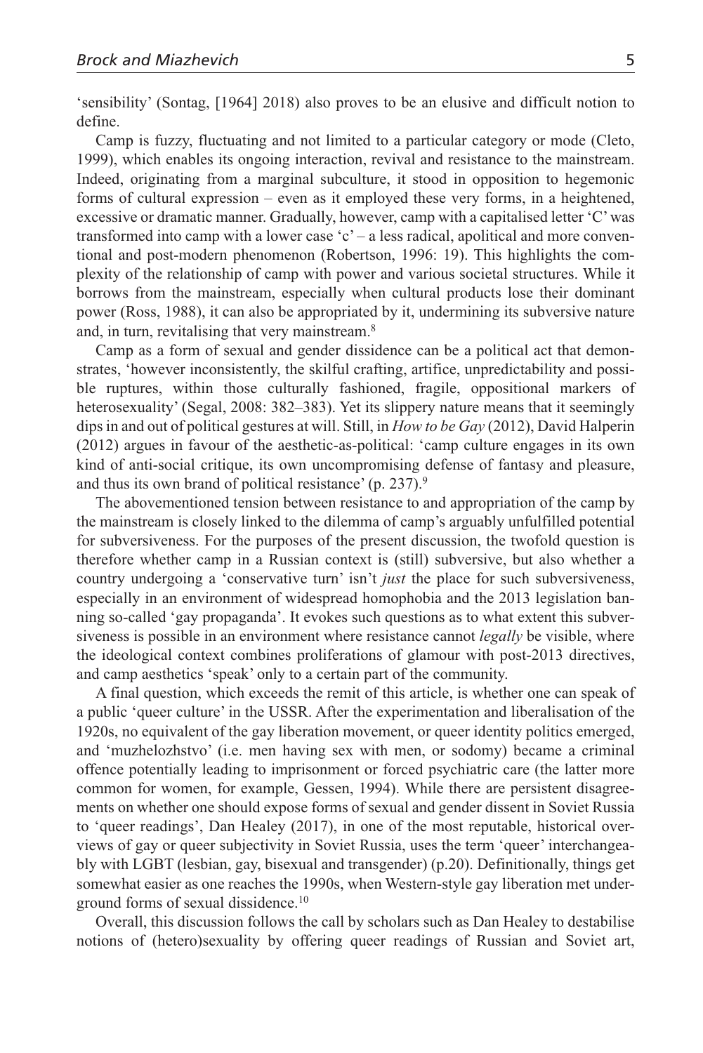'sensibility' (Sontag, [1964] 2018) also proves to be an elusive and difficult notion to define.

Camp is fuzzy, fluctuating and not limited to a particular category or mode (Cleto, 1999), which enables its ongoing interaction, revival and resistance to the mainstream. Indeed, originating from a marginal subculture, it stood in opposition to hegemonic forms of cultural expression – even as it employed these very forms, in a heightened, excessive or dramatic manner. Gradually, however, camp with a capitalised letter 'C' was transformed into camp with a lower case 'c' – a less radical, apolitical and more conventional and post-modern phenomenon (Robertson, 1996: 19). This highlights the complexity of the relationship of camp with power and various societal structures. While it borrows from the mainstream, especially when cultural products lose their dominant power (Ross, 1988), it can also be appropriated by it, undermining its subversive nature and, in turn, revitalising that very mainstream.[8]

Camp as a form of sexual and gender dissidence can be a political act that demonstrates, 'however inconsistently, the skilful crafting, artifice, unpredictability and possible ruptures, within those culturally fashioned, fragile, oppositional markers of heterosexuality' (Segal, 2008: 382–383). Yet its slippery nature means that it seemingly dips in and out of political gestures at will. Still, in *How to be Gay* (2012), David Halperin (2012) argues in favour of the aesthetic-as-political: 'camp culture engages in its own kind of anti-social critique, its own uncompromising defense of fantasy and pleasure, and thus its own brand of political resistance' (p. 237).[9]

The abovementioned tension between resistance to and appropriation of the camp by the mainstream is closely linked to the dilemma of camp's arguably unfulfilled potential for subversiveness. For the purposes of the present discussion, the twofold question is therefore whether camp in a Russian context is (still) subversive, but also whether a country undergoing a 'conservative turn' isn't *just* the place for such subversiveness, especially in an environment of widespread homophobia and the 2013 legislation banning so-called 'gay propaganda'. It evokes such questions as to what extent this subversiveness is possible in an environment where resistance cannot *legally* be visible, where the ideological context combines proliferations of glamour with post-2013 directives, and camp aesthetics 'speak' only to a certain part of the community.

A final question, which exceeds the remit of this article, is whether one can speak of a public 'queer culture' in the USSR. After the experimentation and liberalisation of the 1920s, no equivalent of the gay liberation movement, or queer identity politics emerged, and 'muzhelozhstvo' (i.e. men having sex with men, or sodomy) became a criminal offence potentially leading to imprisonment or forced psychiatric care (the latter more common for women, for example, Gessen, 1994). While there are persistent disagreements on whether one should expose forms of sexual and gender dissent in Soviet Russia to 'queer readings', Dan Healey (2017), in one of the most reputable, historical overviews of gay or queer subjectivity in Soviet Russia, uses the term 'queer' interchangeably with LGBT (lesbian, gay, bisexual and transgender) (p.20). Definitionally, things get somewhat easier as one reaches the 1990s, when Western-style gay liberation met underground forms of sexual dissidence.[10]

Overall, this discussion follows the call by scholars such as Dan Healey to destabilise notions of (hetero)sexuality by offering queer readings of Russian and Soviet art,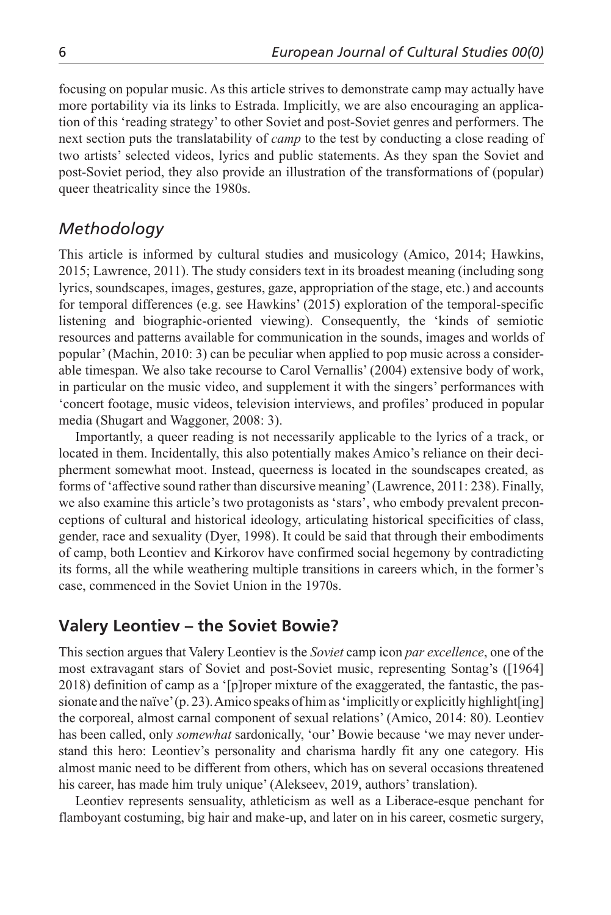focusing on popular music. As this article strives to demonstrate camp may actually have more portability via its links to Estrada. Implicitly, we are also encouraging an application of this 'reading strategy' to other Soviet and post-Soviet genres and performers. The next section puts the translatability of *camp* to the test by conducting a close reading of two artists' selected videos, lyrics and public statements. As they span the Soviet and post-Soviet period, they also provide an illustration of the transformations of (popular) queer theatricality since the 1980s.

### *Methodology*

This article is informed by cultural studies and musicology (Amico, 2014; Hawkins, 2015; Lawrence, 2011). The study considers text in its broadest meaning (including song lyrics, soundscapes, images, gestures, gaze, appropriation of the stage, etc.) and accounts for temporal differences (e.g. see Hawkins' (2015) exploration of the temporal-specific listening and biographic-oriented viewing). Consequently, the 'kinds of semiotic resources and patterns available for communication in the sounds, images and worlds of popular' (Machin, 2010: 3) can be peculiar when applied to pop music across a considerable timespan. We also take recourse to Carol Vernallis' (2004) extensive body of work, in particular on the music video, and supplement it with the singers' performances with 'concert footage, music videos, television interviews, and profiles' produced in popular media (Shugart and Waggoner, 2008: 3).

Importantly, a queer reading is not necessarily applicable to the lyrics of a track, or located in them. Incidentally, this also potentially makes Amico's reliance on their decipherment somewhat moot. Instead, queerness is located in the soundscapes created, as forms of 'affective sound rather than discursive meaning' (Lawrence, 2011: 238). Finally, we also examine this article's two protagonists as 'stars', who embody prevalent preconceptions of cultural and historical ideology, articulating historical specificities of class, gender, race and sexuality (Dyer, 1998). It could be said that through their embodiments of camp, both Leontiev and Kirkorov have confirmed social hegemony by contradicting its forms, all the while weathering multiple transitions in careers which, in the former's case, commenced in the Soviet Union in the 1970s.

## **Valery Leontiev – the Soviet Bowie?**

This section argues that Valery Leontiev is the *Soviet* camp icon *par excellence*, one of the most extravagant stars of Soviet and post-Soviet music, representing Sontag's ([1964] 2018) definition of camp as a '[p]roper mixture of the exaggerated, the fantastic, the passionate and the naïve' (p. 23). Amico speaks of him as 'implicitly or explicitly highlight[ing] the corporeal, almost carnal component of sexual relations' (Amico, 2014: 80). Leontiev has been called, only *somewhat* sardonically, 'our' Bowie because 'we may never understand this hero: Leontiev's personality and charisma hardly fit any one category. His almost manic need to be different from others, which has on several occasions threatened his career, has made him truly unique' (Alekseev, 2019, authors' translation).

Leontiev represents sensuality, athleticism as well as a Liberace-esque penchant for flamboyant costuming, big hair and make-up, and later on in his career, cosmetic surgery,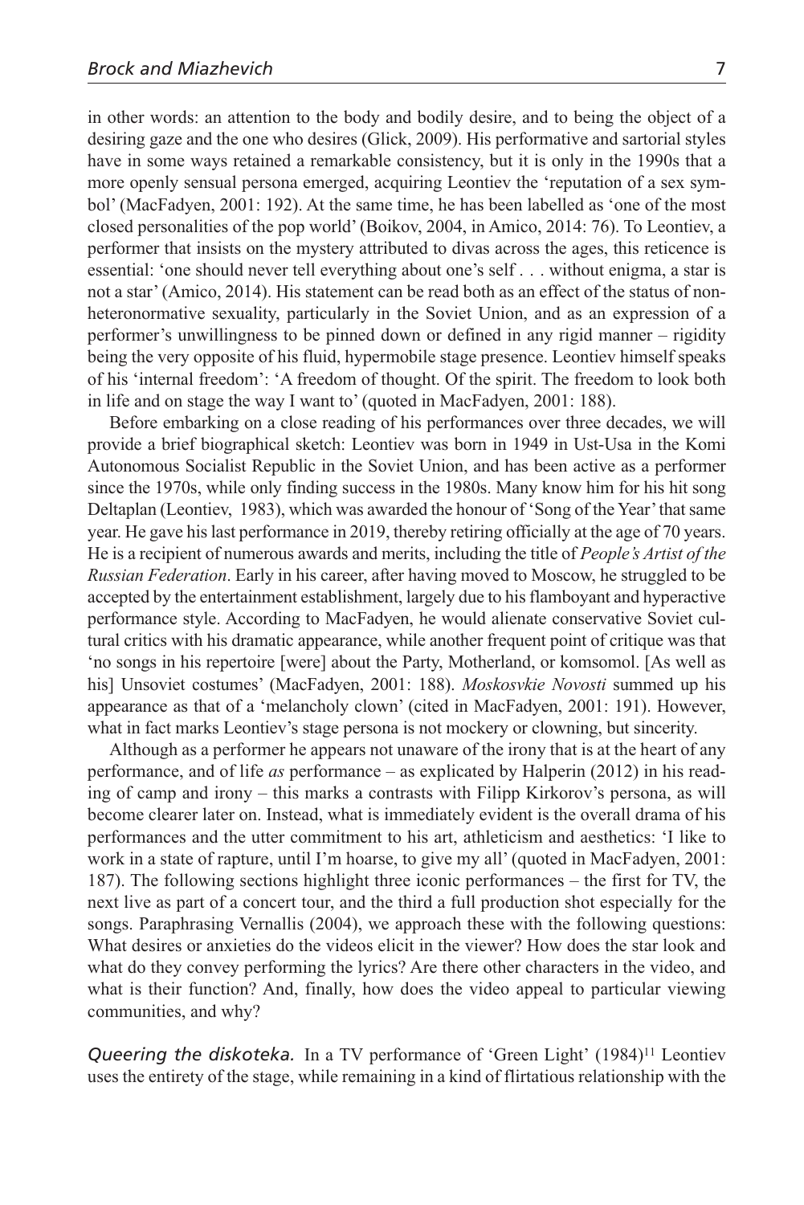in other words: an attention to the body and bodily desire, and to being the object of a desiring gaze and the one who desires (Glick, 2009). His performative and sartorial styles have in some ways retained a remarkable consistency, but it is only in the 1990s that a more openly sensual persona emerged, acquiring Leontiev the 'reputation of a sex symbol' (MacFadyen, 2001: 192). At the same time, he has been labelled as 'one of the most closed personalities of the pop world' (Boikov, 2004, in Amico, 2014: 76). To Leontiev, a performer that insists on the mystery attributed to divas across the ages, this reticence is essential: 'one should never tell everything about one's self . . . without enigma, a star is not a star' (Amico, 2014). His statement can be read both as an effect of the status of non-heteronormative sexuality, particularly in the Soviet Union, and as an expression of a performer's unwillingness to be pinned down or defined in any rigid manner – rigidity being the very opposite of his fluid, hypermobile stage presence. Leontiev himself speaks of his 'internal freedom': 'A freedom of thought. Of the spirit. The freedom to look both in life and on stage the way I want to' (quoted in MacFadyen, 2001: 188).

Before embarking on a close reading of his performances over three decades, we will provide a brief biographical sketch: Leontiev was born in 1949 in Ust-Usa in the Komi Autonomous Socialist Republic in the Soviet Union, and has been active as a performer since the 1970s, while only finding success in the 1980s. Many know him for his hit song Deltaplan (Leontiev, 1983), which was awarded the honour of 'Song of the Year' that same year. He gave his last performance in 2019, thereby retiring officially at the age of 70 years. He is a recipient of numerous awards and merits, including the title of *People's Artist of the Russian Federation*. Early in his career, after having moved to Moscow, he struggled to be accepted by the entertainment establishment, largely due to his flamboyant and hyperactive performance style. According to MacFadyen, he would alienate conservative Soviet cultural critics with his dramatic appearance, while another frequent point of critique was that 'no songs in his repertoire [were] about the Party, Motherland, or komsomol. [As well as his] Unsoviet costumes' (MacFadyen, 2001: 188). *Moskovkie Novosti* summed up his appearance as that of a 'melancholy clown' (cited in MacFadyen, 2001: 191). However, what in fact marks Leontiev's stage persona is not mockery or clowning, but sincerity.

Although as a performer he appears not unaware of the irony that is at the heart of any performance, and of life *as* performance – as explicated by Halperin (2012) in his reading of camp and irony – this marks a contrasts with Filipp Kirkorov's persona, as will become clearer later on. Instead, what is immediately evident is the overall drama of his performances and the utter commitment to his art, athleticism and aesthetics: 'I like to work in a state of rapture, until I'm hoarse, to give my all' (quoted in MacFadyen, 2001: 187). The following sections highlight three iconic performances – the first for TV, the next live as part of a concert tour, and the third a full production shot especially for the songs. Paraphrasing Vernallis (2004), we approach these with the following questions: What desires or anxieties do the videos elicit in the viewer? How does the star look and what do they convey performing the lyrics? Are there other characters in the video, and what is their function? And, finally, how does the video appeal to particular viewing communities, and why?

*Queering the diskoteka.* In a TV performance of 'Green Light' (1984)[11] Leontiev uses the entirety of the stage, while remaining in a kind of flirtatious relationship with the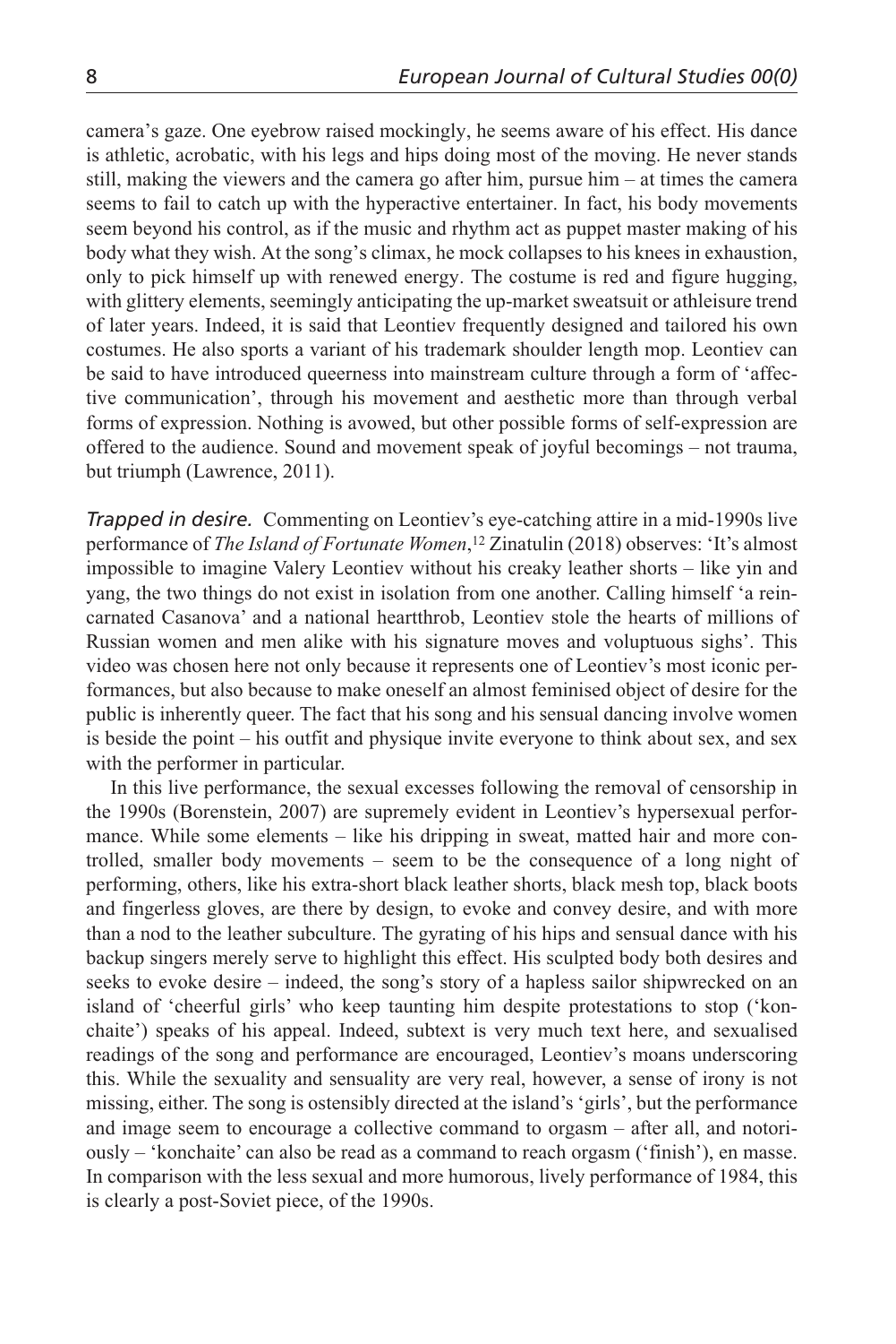camera's gaze. One eyebrow raised mockingly, he seems aware of his effect. His dance is athletic, acrobatic, with his legs and hips doing most of the moving. He never stands still, making the viewers and the camera go after him, pursue him – at times the camera seems to fail to catch up with the hyperactive entertainer. In fact, his body movements seem beyond his control, as if the music and rhythm act as puppet master making of his body what they wish. At the song's climax, he mock collapses to his knees in exhaustion, only to pick himself up with renewed energy. The costume is red and figure hugging, with glittery elements, seemingly anticipating the up-market sweatsuit or athleisure trend of later years. Indeed, it is said that Leontiev frequently designed and tailored his own costumes. He also sports a variant of his trademark shoulder length mop. Leontiev can be said to have introduced queerness into mainstream culture through a form of 'affective communication', through his movement and aesthetic more than through verbal forms of expression. Nothing is avowed, but other possible forms of self-expression are offered to the audience. Sound and movement speak of joyful becomings – not trauma, but triumph (Lawrence, 2011).

*Trapped in desire.* Commenting on Leontiev's eye-catching attire in a mid-1990s live performance of *The Island of Fortunate Women*,[12] Zinatulin (2018) observes: 'It's almost impossible to imagine Valery Leontiev without his creaky leather shorts – like yin and yang, the two things do not exist in isolation from one another. Calling himself 'a reincarnated Casanova' and a national heartthrob, Leontiev stole the hearts of millions of Russian women and men alike with his signature moves and voluptuous sighs'. This video was chosen here not only because it represents one of Leontiev's most iconic performances, but also because to make oneself an almost feminised object of desire for the public is inherently queer. The fact that his song and his sensual dancing involve women is beside the point – his outfit and physique invite everyone to think about sex, and sex with the performer in particular.

In this live performance, the sexual excesses following the removal of censorship in the 1990s (Borenstein, 2007) are supremely evident in Leontiev's hypersexual performance. While some elements – like his dripping in sweat, matted hair and more controlled, smaller body movements – seem to be the consequence of a long night of performing, others, like his extra-short black leather shorts, black mesh top, black boots and fingerless gloves, are there by design, to evoke and convey desire, and with more than a nod to the leather subculture. The gyrating of his hips and sensual dance with his backup singers merely serve to highlight this effect. His sculpted body both desires and seeks to evoke desire – indeed, the song's story of a hapless sailor shipwrecked on an island of 'cheerful girls' who keep taunting him despite protestations to stop ('konchaite') speaks of his appeal. Indeed, subtext is very much text here, and sexualised readings of the song and performance are encouraged, Leontiev's moans underscoring this. While the sexuality and sensuality are very real, however, a sense of irony is not missing, either. The song is ostensibly directed at the island's 'girls', but the performance and image seem to encourage a collective command to orgasm – after all, and notoriously – 'konchaite' can also be read as a command to reach orgasm ('finish'), en masse. In comparison with the less sexual and more humorous, lively performance of 1984, this is clearly a post-Soviet piece, of the 1990s.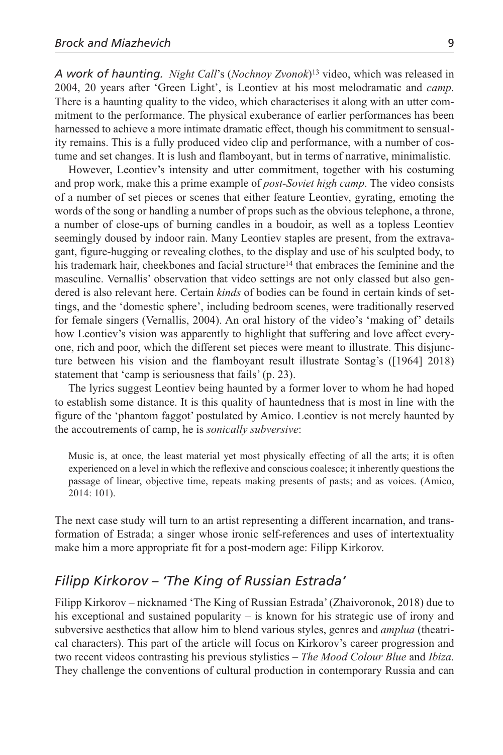*A work of haunting.* *Night Call*'s (*Nochnoy Zvonok*)[13] video, which was released in 2004, 20 years after 'Green Light', is Leontiev at his most melodramatic and *camp*. There is a haunting quality to the video, which characterises it along with an utter commitment to the performance. The physical exuberance of earlier performances has been harnessed to achieve a more intimate dramatic effect, though his commitment to sensuality remains. This is a fully produced video clip and performance, with a number of costume and set changes. It is lush and flamboyant, but in terms of narrative, minimalistic.

However, Leontiev's intensity and utter commitment, together with his costuming and prop work, make this a prime example of *post-Soviet high camp*. The video consists of a number of set pieces or scenes that either feature Leontiev, gyrating, emoting the words of the song or handling a number of props such as the obvious telephone, a throne, a number of close-ups of burning candles in a boudoir, as well as a topless Leontiev seemingly doused by indoor rain. Many Leontiev staples are present, from the extravagant, figure-hugging or revealing clothes, to the display and use of his sculpted body, to his trademark hair, cheekbones and facial structure[14] that embraces the feminine and the masculine. Vernallis' observation that video settings are not only classed but also gendered is also relevant here. Certain *kinds* of bodies can be found in certain kinds of settings, and the 'domestic sphere', including bedroom scenes, were traditionally reserved for female singers (Vernallis, 2004). An oral history of the video's 'making of' details how Leontiev's vision was apparently to highlight that suffering and love affect everyone, rich and poor, which the different set pieces were meant to illustrate. This disjuncture between his vision and the flamboyant result illustrate Sontag's ([1964] 2018) statement that 'camp is seriousness that fails' (p. 23).

The lyrics suggest Leontiev being haunted by a former lover to whom he had hoped to establish some distance. It is this quality of hauntedness that is most in line with the figure of the 'phantom faggot' postulated by Amico. Leontiev is not merely haunted by the accoutrements of camp, he is *sonically subversive*:

> Music is, at once, the least material yet most physically effecting of all the arts; it is often experienced on a level in which the reflexive and conscious coalesce; it inherently questions the passage of linear, objective time, repeats making presents of pasts; and as voices. (Amico, 2014: 101).

The next case study will turn to an artist representing a different incarnation, and transformation of Estrada; a singer whose ironic self-references and uses of intertextuality make him a more appropriate fit for a post-modern age: Filipp Kirkorov.

## *Filipp Kirkorov – 'The King of Russian Estrada'*

Filipp Kirkorov – nicknamed 'The King of Russian Estrada' (Zhaivoronok, 2018) due to his exceptional and sustained popularity – is known for his strategic use of irony and subversive aesthetics that allow him to blend various styles, genres and *amplua* (theatrical characters). This part of the article will focus on Kirkorov's career progression and two recent videos contrasting his previous stylistics – *The Mood Colour Blue* and *Ibiza*. They challenge the conventions of cultural production in contemporary Russia and can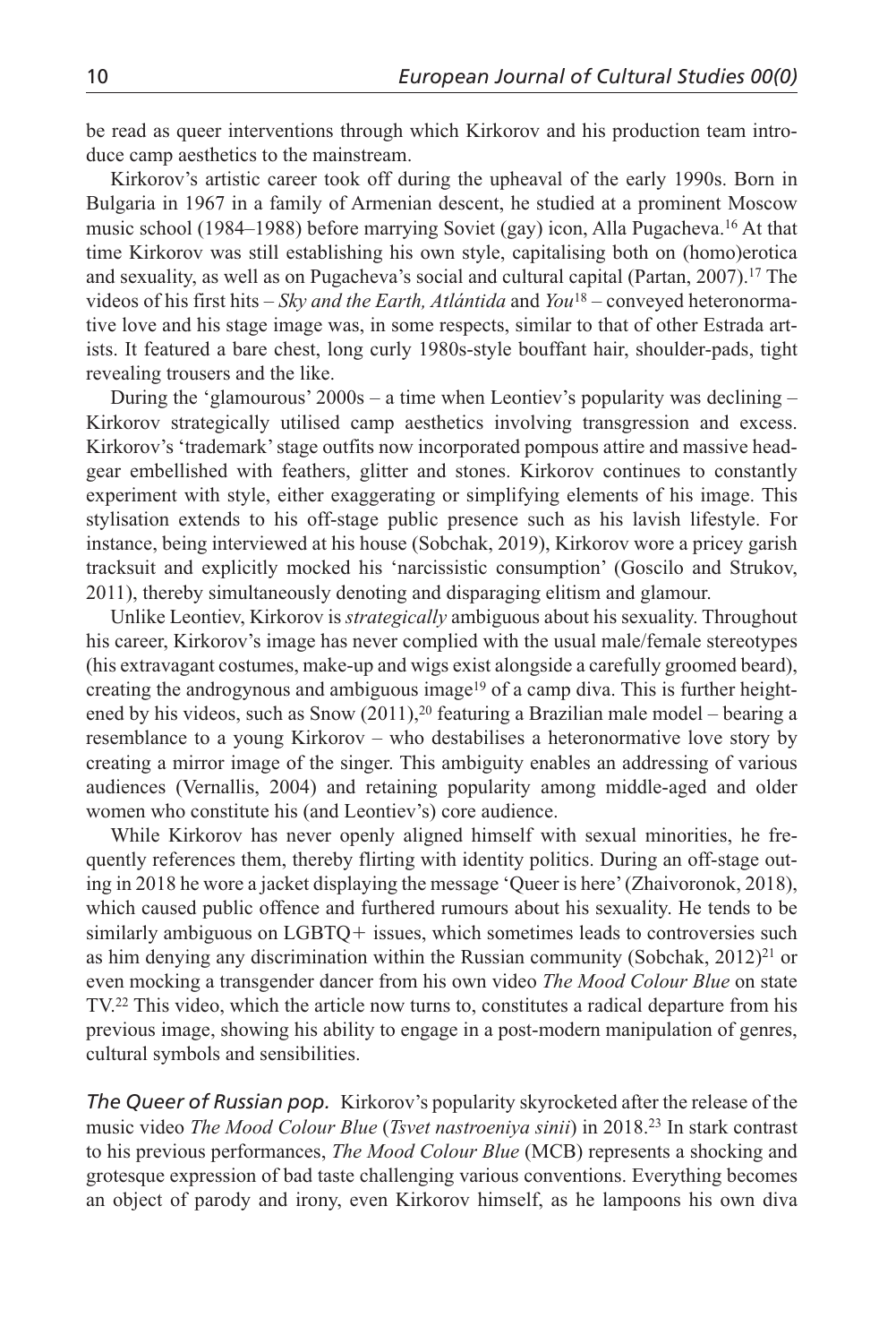be read as queer interventions through which Kirkorov and his production team introduce camp aesthetics to the mainstream.

Kirkorov's artistic career took off during the upheaval of the early 1990s. Born in Bulgaria in 1967 in a family of Armenian descent, he studied at a prominent Moscow music school (1984–1988) before marrying Soviet (gay) icon, Alla Pugacheva.[16] At that time Kirkorov was still establishing his own style, capitalising both on (homo)erotica and sexuality, as well as on Pugacheva's social and cultural capital (Partan, 2007).[17] The videos of his first hits – *Sky and the Earth, Atlántida* and *You*[18] – conveyed heteronormative love and his stage image was, in some respects, similar to that of other Estrada artists. It featured a bare chest, long curly 1980s-style bouffant hair, shoulder-pads, tight revealing trousers and the like.

During the 'glamourous' 2000s – a time when Leontiev's popularity was declining – Kirkorov strategically utilised camp aesthetics involving transgression and excess. Kirkorov's 'trademark' stage outfits now incorporated pompous attire and massive headgear embellished with feathers, glitter and stones. Kirkorov continues to constantly experiment with style, either exaggerating or simplifying elements of his image. This stylisation extends to his off-stage public presence such as his lavish lifestyle. For instance, being interviewed at his house (Sobchak, 2019), Kirkorov wore a pricey garish tracksuit and explicitly mocked his 'narcissistic consumption' (Goscilo and Strukov, 2011), thereby simultaneously denoting and disparaging elitism and glamour.

Unlike Leontiev, Kirkorov is *strategically* ambiguous about his sexuality. Throughout his career, Kirkorov's image has never complied with the usual male/female stereotypes (his extravagant costumes, make-up and wigs exist alongside a carefully groomed beard), creating the androgynous and ambiguous image[19] of a camp diva. This is further heightened by his videos, such as Snow (2011),[20] featuring a Brazilian male model – bearing a resemblance to a young Kirkorov – who destabilises a heteronormative love story by creating a mirror image of the singer. This ambiguity enables an addressing of various audiences (Vernallis, 2004) and retaining popularity among middle-aged and older women who constitute his (and Leontiev's) core audience.

While Kirkorov has never openly aligned himself with sexual minorities, he frequently references them, thereby flirting with identity politics. During an off-stage outing in 2018 he wore a jacket displaying the message 'Queer is here' (Zhaivoronok, 2018), which caused public offence and furthered rumours about his sexuality. He tends to be similarly ambiguous on LGBTQ+ issues, which sometimes leads to controversies such as him denying any discrimination within the Russian community (Sobchak, 2012)[21] or even mocking a transgender dancer from his own video *The Mood Colour Blue* on state TV.[22] This video, which the article now turns to, constitutes a radical departure from his previous image, showing his ability to engage in a post-modern manipulation of genres, cultural symbols and sensibilities.

*The Queer of Russian pop.* Kirkorov's popularity skyrocketed after the release of the music video *The Mood Colour Blue* (*Tsvet nastroeniya sinii*) in 2018.[23] In stark contrast to his previous performances, *The Mood Colour Blue* (MCB) represents a shocking and grotesque expression of bad taste challenging various conventions. Everything becomes an object of parody and irony, even Kirkorov himself, as he lampoons his own diva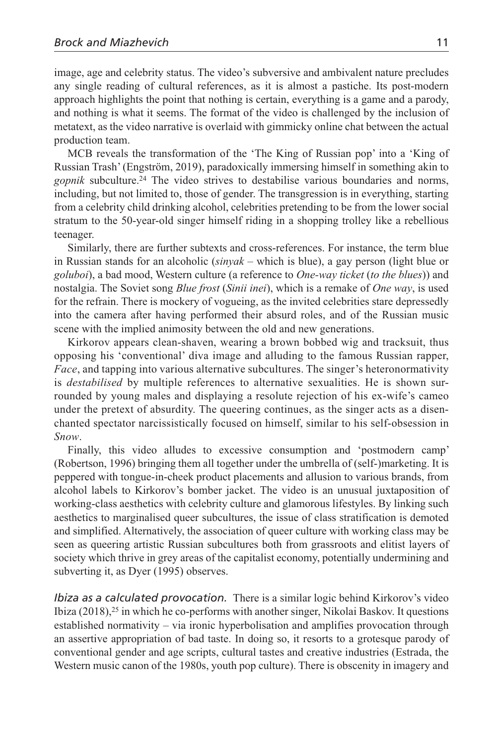image, age and celebrity status. The video's subversive and ambivalent nature precludes any single reading of cultural references, as it is almost a pastiche. Its post-modern approach highlights the point that nothing is certain, everything is a game and a parody, and nothing is what it seems. The format of the video is challenged by the inclusion of metatext, as the video narrative is overlaid with gimmicky online chat between the actual production team.

MCB reveals the transformation of the 'The King of Russian pop' into a 'King of Russian Trash' (Engström, 2019), paradoxically immersing himself in something akin to *gopnik* subculture.[24] The video strives to destabilise various boundaries and norms, including, but not limited to, those of gender. The transgression is in everything, starting from a celebrity child drinking alcohol, celebrities pretending to be from the lower social stratum to the 50-year-old singer himself riding in a shopping trolley like a rebellious teenager.

Similarly, there are further subtexts and cross-references. For instance, the term blue in Russian stands for an alcoholic (*sinyak* – which is blue), a gay person (light blue or *goluboi*), a bad mood, Western culture (a reference to *One-way ticket* (*to the blues*)) and nostalgia. The Soviet song *Blue frost* (*Sinii inei*), which is a remake of *One way*, is used for the refrain. There is mockery of vogueing, as the invited celebrities stare depressedly into the camera after having performed their absurd roles, and of the Russian music scene with the implied animosity between the old and new generations.

Kirkorov appears clean-shaven, wearing a brown bobbed wig and tracksuit, thus opposing his 'conventional' diva image and alluding to the famous Russian rapper, *Face*, and tapping into various alternative subcultures. The singer's heteronormativity is *destabilised* by multiple references to alternative sexualities. He is shown surrounded by young males and displaying a resolute rejection of his ex-wife's cameo under the pretext of absurdity. The queering continues, as the singer acts as a disenchanted spectator narcissistically focused on himself, similar to his self-obsession in *Snow*.

Finally, this video alludes to excessive consumption and 'postmodern camp' (Robertson, 1996) bringing them all together under the umbrella of (self-)marketing. It is peppered with tongue-in-cheek product placements and allusion to various brands, from alcohol labels to Kirkorov's bomber jacket. The video is an unusual juxtaposition of working-class aesthetics with celebrity culture and glamorous lifestyles. By linking such aesthetics to marginalised queer subcultures, the issue of class stratification is demoted and simplified. Alternatively, the association of queer culture with working class may be seen as queering artistic Russian subcultures both from grassroots and elitist layers of society which thrive in grey areas of the capitalist economy, potentially undermining and subverting it, as Dyer (1995) observes.

*Ibiza as a calculated provocation.* There is a similar logic behind Kirkorov's video Ibiza (2018),[25] in which he co-performs with another singer, Nikolai Baskov. It questions established normativity – via ironic hyperbolisation and amplifies provocation through an assertive appropriation of bad taste. In doing so, it resorts to a grotesque parody of conventional gender and age scripts, cultural tastes and creative industries (Estrada, the Western music canon of the 1980s, youth pop culture). There is obscenity in imagery and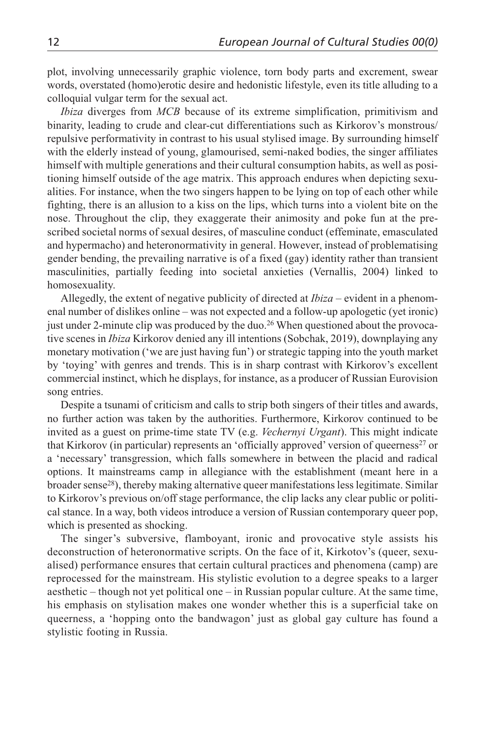plot, involving unnecessarily graphic violence, torn body parts and excrement, swear words, overstated (homo)erotic desire and hedonistic lifestyle, even its title alluding to a colloquial vulgar term for the sexual act.

*Ibiza* diverges from *MCB* because of its extreme simplification, primitivism and binarity, leading to crude and clear-cut differentiations such as Kirkorov's monstrous/repulsive performativity in contrast to his usual stylised image. By surrounding himself with the elderly instead of young, glamourised, semi-naked bodies, the singer affiliates himself with multiple generations and their cultural consumption habits, as well as positioning himself outside of the age matrix. This approach endures when depicting sexualities. For instance, when the two singers happen to be lying on top of each other while fighting, there is an allusion to a kiss on the lips, which turns into a violent bite on the nose. Throughout the clip, they exaggerate their animosity and poke fun at the prescribed societal norms of sexual desires, of masculine conduct (effeminate, emasculated and hypermacho) and heteronormativity in general. However, instead of problematising gender bending, the prevailing narrative is of a fixed (gay) identity rather than transient masculinities, partially feeding into societal anxieties (Vernallis, 2004) linked to homosexuality.

Allegedly, the extent of negative publicity of directed at *Ibiza* – evident in a phenomenal number of dislikes online – was not expected and a follow-up apologetic (yet ironic) just under 2-minute clip was produced by the duo.[26] When questioned about the provocative scenes in *Ibiza* Kirkorov denied any ill intentions (Sobchak, 2019), downplaying any monetary motivation ('we are just having fun') or strategic tapping into the youth market by 'toying' with genres and trends. This is in sharp contrast with Kirkorov's excellent commercial instinct, which he displays, for instance, as a producer of Russian Eurovision song entries.

Despite a tsunami of criticism and calls to strip both singers of their titles and awards, no further action was taken by the authorities. Furthermore, Kirkorov continued to be invited as a guest on prime-time state TV (e.g. *Vechernyi Urgant*). This might indicate that Kirkorov (in particular) represents an 'officially approved' version of queerness[27] or a 'necessary' transgression, which falls somewhere in between the placid and radical options. It mainstreams camp in allegiance with the establishment (meant here in a broader sense[28]), thereby making alternative queer manifestations less legitimate. Similar to Kirkorov's previous on/off stage performance, the clip lacks any clear public or political stance. In a way, both videos introduce a version of Russian contemporary queer pop, which is presented as shocking.

The singer's subversive, flamboyant, ironic and provocative style assists his deconstruction of heteronormative scripts. On the face of it, Kirkotov's (queer, sexualised) performance ensures that certain cultural practices and phenomena (camp) are reprocessed for the mainstream. His stylistic evolution to a degree speaks to a larger aesthetic – though not yet political one – in Russian popular culture. At the same time, his emphasis on stylisation makes one wonder whether this is a superficial take on queerness, a 'hopping onto the bandwagon' just as global gay culture has found a stylistic footing in Russia.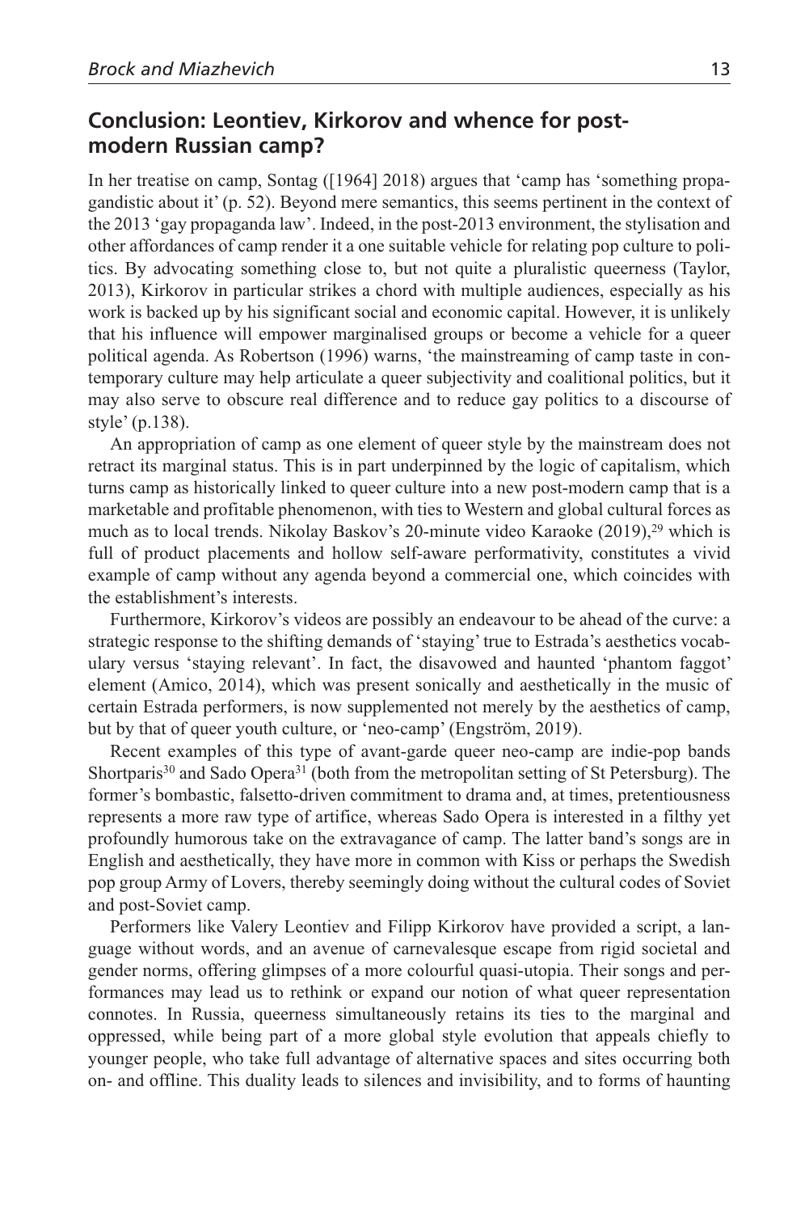## Conclusion: Leontiev, Kirkorov and whence for post-modern Russian camp?

In her treatise on camp, Sontag ([1964] 2018) argues that 'camp has 'something propagandistic about it' (p. 52). Beyond mere semantics, this seems pertinent in the context of the 2013 'gay propaganda law'. Indeed, in the post-2013 environment, the stylisation and other affordances of camp render it a one suitable vehicle for relating pop culture to politics. By advocating something close to, but not quite a pluralistic queerness (Taylor, 2013), Kirkorov in particular strikes a chord with multiple audiences, especially as his work is backed up by his significant social and economic capital. However, it is unlikely that his influence will empower marginalised groups or become a vehicle for a queer political agenda. As Robertson (1996) warns, 'the mainstreaming of camp taste in contemporary culture may help articulate a queer subjectivity and coalitional politics, but it may also serve to obscure real difference and to reduce gay politics to a discourse of style' (p.138).

An appropriation of camp as one element of queer style by the mainstream does not retract its marginal status. This is in part underpinned by the logic of capitalism, which turns camp as historically linked to queer culture into a new post-modern camp that is a marketable and profitable phenomenon, with ties to Western and global cultural forces as much as to local trends. Nikolay Baskov's 20-minute video Karaoke (2019),[29] which is full of product placements and hollow self-aware performativity, constitutes a vivid example of camp without any agenda beyond a commercial one, which coincides with the establishment's interests.

Furthermore, Kirkorov's videos are possibly an endeavour to be ahead of the curve: a strategic response to the shifting demands of 'staying' true to Estrada's aesthetics vocabulary versus 'staying relevant'. In fact, the disavowed and haunted 'phantom faggot' element (Amico, 2014), which was present sonically and aesthetically in the music of certain Estrada performers, is now supplemented not merely by the aesthetics of camp, but by that of queer youth culture, or 'neo-camp' (Engström, 2019).

Recent examples of this type of avant-garde queer neo-camp are indie-pop bands Shortparis[30] and Sado Opera[31] (both from the metropolitan setting of St Petersburg). The former's bombastic, falsetto-driven commitment to drama and, at times, pretentiousness represents a more raw type of artifice, whereas Sado Opera is interested in a filthy yet profoundly humorous take on the extravagance of camp. The latter band's songs are in English and aesthetically, they have more in common with Kiss or perhaps the Swedish pop group Army of Lovers, thereby seemingly doing without the cultural codes of Soviet and post-Soviet camp.

Performers like Valery Leontiev and Filipp Kirkorov have provided a script, a language without words, and an avenue of carnevalesque escape from rigid societal and gender norms, offering glimpses of a more colourful quasi-utopia. Their songs and performances may lead us to rethink or expand our notion of what queer representation connotes. In Russia, queerness simultaneously retains its ties to the marginal and oppressed, while being part of a more global style evolution that appeals chiefly to younger people, who take full advantage of alternative spaces and sites occurring both on- and offline. This duality leads to silences and invisibility, and to forms of haunting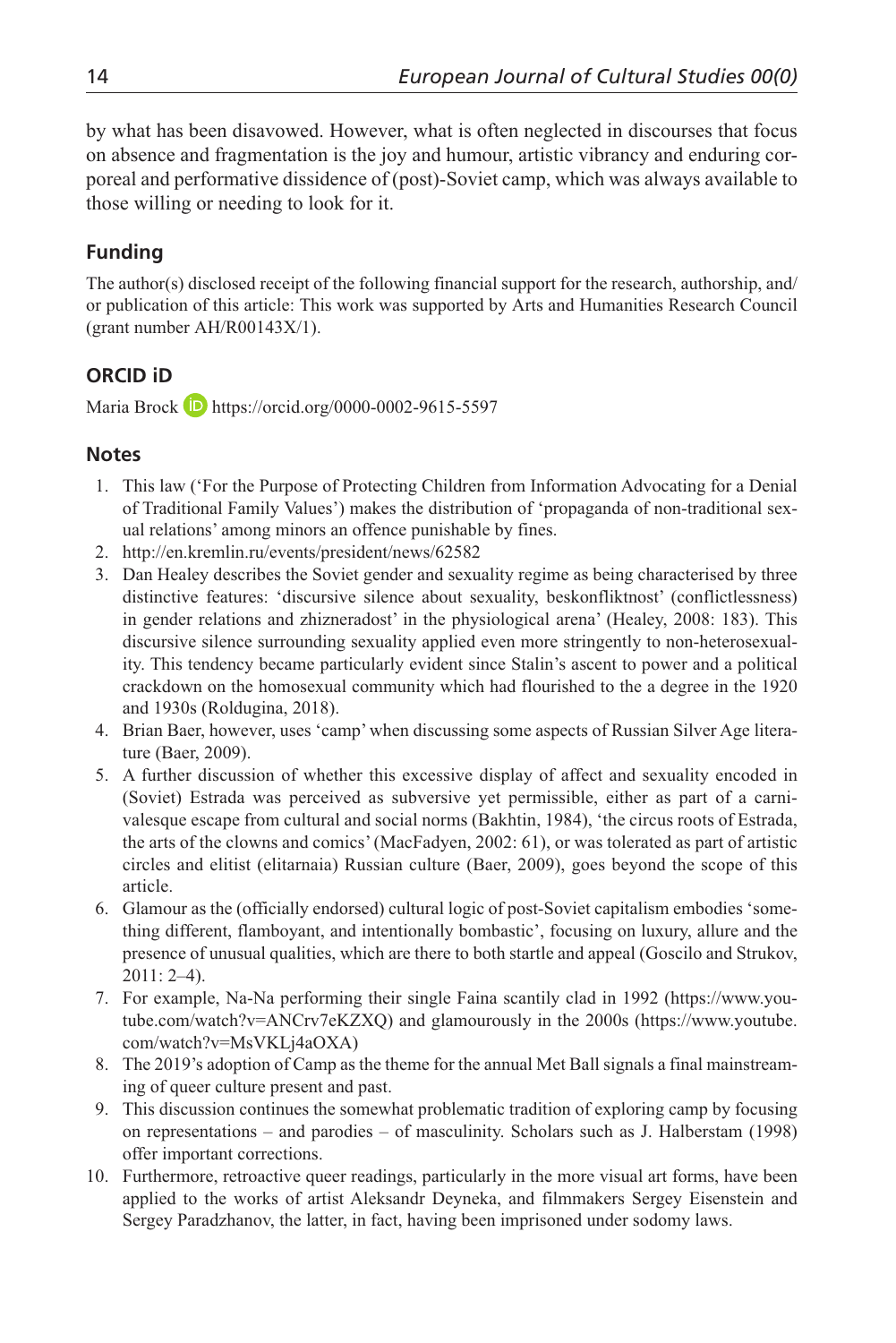by what has been disavowed. However, what is often neglected in discourses that focus on absence and fragmentation is the joy and humour, artistic vibrancy and enduring corporeal and performative dissidence of (post)-Soviet camp, which was always available to those willing or needing to look for it.

## Funding

The author(s) disclosed receipt of the following financial support for the research, authorship, and/or publication of this article: This work was supported by Arts and Humanities Research Council (grant number AH/R00143X/1).

## ORCID iD

Maria Brock https://orcid.org/0000-0002-9615-5597

## Notes

1. This law ('For the Purpose of Protecting Children from Information Advocating for a Denial of Traditional Family Values') makes the distribution of 'propaganda of non-traditional sexual relations' among minors an offence punishable by fines.
2. http://en.kremlin.ru/events/president/news/62582
3. Dan Healey describes the Soviet gender and sexuality regime as being characterised by three distinctive features: 'discursive silence about sexuality, beskonfliktnost' (conflictlessness) in gender relations and zhizneradost' in the physiological arena' (Healey, 2008: 183). This discursive silence surrounding sexuality applied even more stringently to non-heterosexuality. This tendency became particularly evident since Stalin's ascent to power and a political crackdown on the homosexual community which had flourished to the a degree in the 1920 and 1930s (Roldugina, 2018).
4. Brian Baer, however, uses 'camp' when discussing some aspects of Russian Silver Age literature (Baer, 2009).
5. A further discussion of whether this excessive display of affect and sexuality encoded in (Soviet) Estrada was perceived as subversive yet permissible, either as part of a carnivalesque escape from cultural and social norms (Bakhtin, 1984), 'the circus roots of Estrada, the arts of the clowns and comics' (MacFadyen, 2002: 61), or was tolerated as part of artistic circles and elitist (elitarnaia) Russian culture (Baer, 2009), goes beyond the scope of this article.
6. Glamour as the (officially endorsed) cultural logic of post-Soviet capitalism embodies 'something different, flamboyant, and intentionally bombastic', focusing on luxury, allure and the presence of unusual qualities, which are there to both startle and appeal (Goscilo and Strukov, 2011: 2–4).
7. For example, Na-Na performing their single Faina scantily clad in 1992 (https://www.youtube.com/watch?v=ANCrv7eKZXQ) and glamourously in the 2000s (https://www.youtube.com/watch?v=MsVKLj4aOXA)
8. The 2019's adoption of Camp as the theme for the annual Met Ball signals a final mainstreaming of queer culture present and past.
9. This discussion continues the somewhat problematic tradition of exploring camp by focusing on representations – and parodies – of masculinity. Scholars such as J. Halberstam (1998) offer important corrections.
10. Furthermore, retroactive queer readings, particularly in the more visual art forms, have been applied to the works of artist Aleksandr Deyneka, and filmmakers Sergey Eisenstein and Sergey Paradzhanov, the latter, in fact, having been imprisoned under sodomy laws.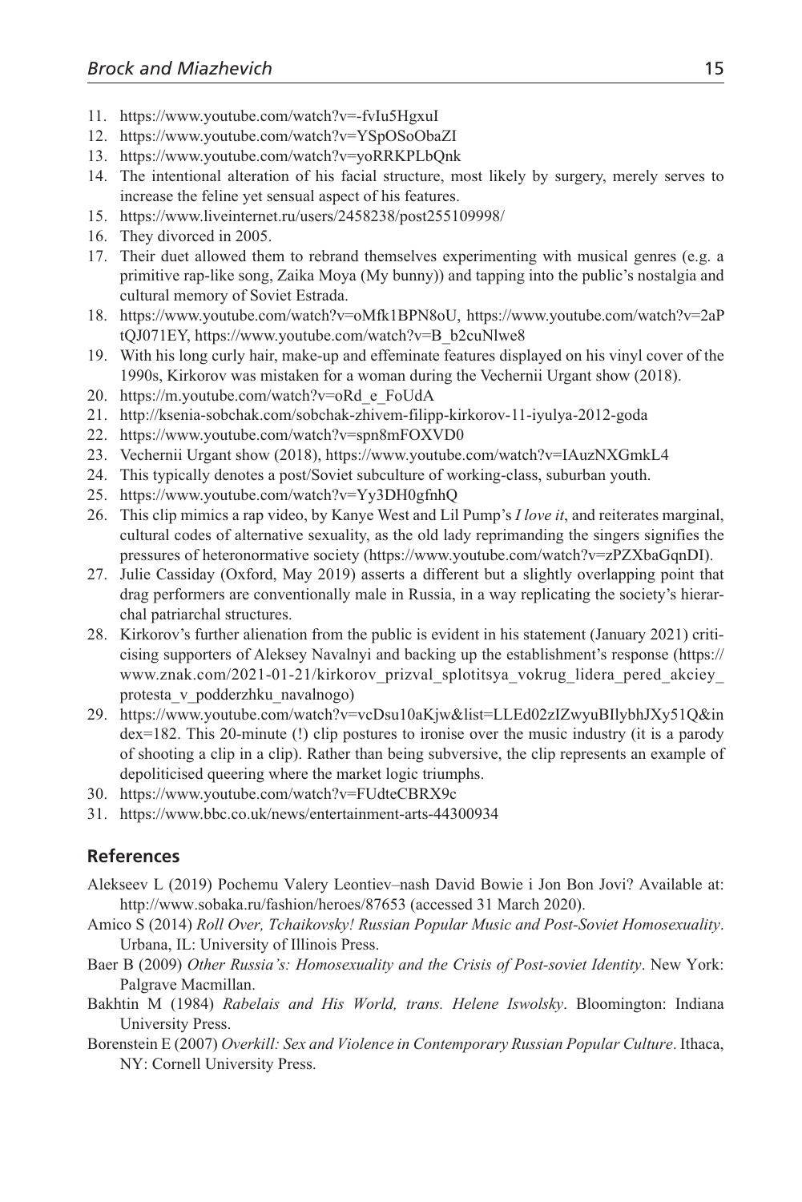11. https://www.youtube.com/watch?v=-fvIu5HgxuI
12. https://www.youtube.com/watch?v=YSpOSoObaZI
13. https://www.youtube.com/watch?v=yoRRKPLbQnk
14. The intentional alteration of his facial structure, most likely by surgery, merely serves to increase the feline yet sensual aspect of his features.
15. https://www.liveinternet.ru/users/2458238/post255109998/
16. They divorced in 2005.
17. Their duet allowed them to rebrand themselves experimenting with musical genres (e.g. a primitive rap-like song, Zaika Moya (My bunny)) and tapping into the public's nostalgia and cultural memory of Soviet Estrada.
18. https://www.youtube.com/watch?v=oMfk1BPN8oU, https://www.youtube.com/watch?v=2aPtQJ071EY, https://www.youtube.com/watch?v=B_b2cuNlwe8
19. With his long curly hair, make-up and effeminate features displayed on his vinyl cover of the 1990s, Kirkorov was mistaken for a woman during the Vechernii Urgant show (2018).
20. https://m.youtube.com/watch?v=oRd_e_FoUdA
21. http://ksenia-sobchak.com/sobchak-zhivem-filipp-kirkorov-11-iyulya-2012-goda
22. https://www.youtube.com/watch?v=spn8mFOXVD0
23. Vechernii Urgant show (2018), https://www.youtube.com/watch?v=IAuzNXGmkL4
24. This typically denotes a post/Soviet subculture of working-class, suburban youth.
25. https://www.youtube.com/watch?v=Yy3DH0gfnhQ
26. This clip mimics a rap video, by Kanye West and Lil Pump's *I love it*, and reiterates marginal, cultural codes of alternative sexuality, as the old lady reprimanding the singers signifies the pressures of heteronormative society (https://www.youtube.com/watch?v=zPZXbaGqnDI).
27. Julie Cassiday (Oxford, May 2019) asserts a different but a slightly overlapping point that drag performers are conventionally male in Russia, in a way replicating the society's hierarchal patriarchal structures.
28. Kirkorov's further alienation from the public is evident in his statement (January 2021) criticising supporters of Aleksey Navalnyi and backing up the establishment's response (https://www.znak.com/2021-01-21/kirkorov_prizval_splotitsya_vokrug_lidera_pered_akciey_protesta_v_podderzhku_navalnogo)
29. https://www.youtube.com/watch?v=vcDsu10aKjw&list=LLEd02zIZwyuBIlybhJXy51Q&index=182. This 20-minute (!) clip postures to ironise over the music industry (it is a parody of shooting a clip in a clip). Rather than being subversive, the clip represents an example of depoliticised queering where the market logic triumphs.
30. https://www.youtube.com/watch?v=FUdteCBRX9c
31. https://www.bbc.co.uk/news/entertainment-arts-44300934

## References

Alekseev L (2019) Pochemu Valery Leontiev–nash David Bowie i Jon Bon Jovi? Available at: http://www.sobaka.ru/fashion/heroes/87653 (accessed 31 March 2020).

Amico S (2014) *Roll Over, Tchaikovsky! Russian Popular Music and Post-Soviet Homosexuality*. Urbana, IL: University of Illinois Press.

Baer B (2009) *Other Russia's: Homosexuality and the Crisis of Post-soviet Identity*. New York: Palgrave Macmillan.

Bakhtin M (1984) *Rabelais and His World, trans. Helene Iswolsky*. Bloomington: Indiana University Press.

Borenstein E (2007) *Overkill: Sex and Violence in Contemporary Russian Popular Culture*. Ithaca, NY: Cornell University Press.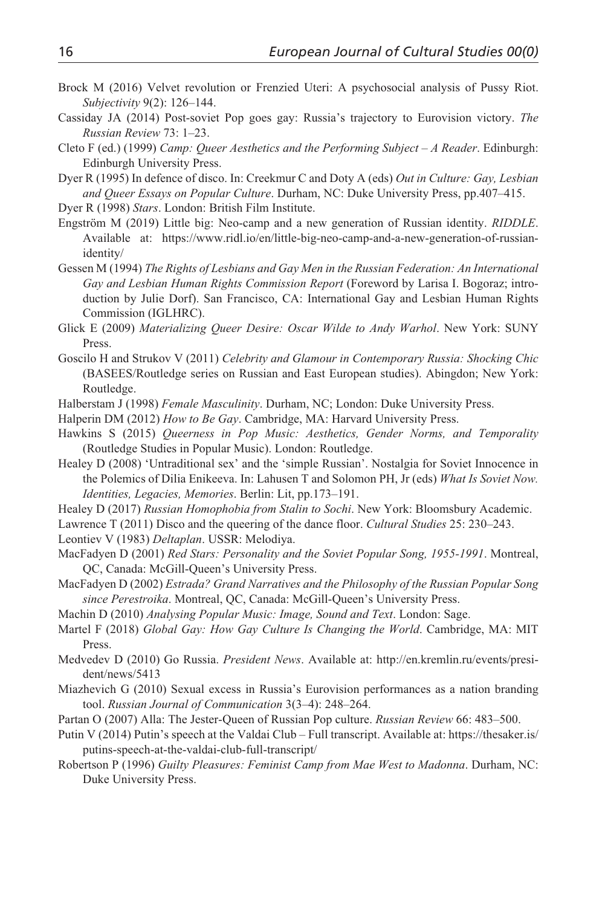Brock M (2016) Velvet revolution or Frenzied Uteri: A psychosocial analysis of Pussy Riot. *Subjectivity* 9(2): 126–144.

Cassiday JA (2014) Post-soviet Pop goes gay: Russia's trajectory to Eurovision victory. *The Russian Review* 73: 1–23.

Cleto F (ed.) (1999) *Camp: Queer Aesthetics and the Performing Subject – A Reader*. Edinburgh: Edinburgh University Press.

Dyer R (1995) In defence of disco. In: Creekmur C and Doty A (eds) *Out in Culture: Gay, Lesbian and Queer Essays on Popular Culture*. Durham, NC: Duke University Press, pp.407–415.

Dyer R (1998) *Stars*. London: British Film Institute.

Engström M (2019) Little big: Neo-camp and a new generation of Russian identity. *RIDDLE*. Available at: https://www.ridl.io/en/little-big-neo-camp-and-a-new-generation-of-russian-identity/

Gessen M (1994) *The Rights of Lesbians and Gay Men in the Russian Federation: An International Gay and Lesbian Human Rights Commission Report* (Foreword by Larisa I. Bogoraz; introduction by Julie Dorf). San Francisco, CA: International Gay and Lesbian Human Rights Commission (IGLHRC).

Glick E (2009) *Materializing Queer Desire: Oscar Wilde to Andy Warhol*. New York: SUNY Press.

Goscilo H and Strukov V (2011) *Celebrity and Glamour in Contemporary Russia: Shocking Chic* (BASEES/Routledge series on Russian and East European studies). Abingdon; New York: Routledge.

Halberstam J (1998) *Female Masculinity*. Durham, NC; London: Duke University Press.

Halperin DM (2012) *How to Be Gay*. Cambridge, MA: Harvard University Press.

Hawkins S (2015) *Queerness in Pop Music: Aesthetics, Gender Norms, and Temporality* (Routledge Studies in Popular Music). London: Routledge.

Healey D (2008) 'Untraditional sex' and the 'simple Russian'. Nostalgia for Soviet Innocence in the Polemics of Dilia Enikeeva. In: Lahusen T and Solomon PH, Jr (eds) *What Is Soviet Now. Identities, Legacies, Memories*. Berlin: Lit, pp.173–191.

Healey D (2017) *Russian Homophobia from Stalin to Sochi*. New York: Bloomsbury Academic.

Lawrence T (2011) Disco and the queering of the dance floor. *Cultural Studies* 25: 230–243.

Leontiev V (1983) *Deltaplan*. USSR: Melodiya.

MacFadyen D (2001) *Red Stars: Personality and the Soviet Popular Song, 1955-1991*. Montreal, QC, Canada: McGill-Queen's University Press.

MacFadyen D (2002) *Estrada? Grand Narratives and the Philosophy of the Russian Popular Song since Perestroika*. Montreal, QC, Canada: McGill-Queen's University Press.

Machin D (2010) *Analysing Popular Music: Image, Sound and Text*. London: Sage.

Martel F (2018) *Global Gay: How Gay Culture Is Changing the World*. Cambridge, MA: MIT Press.

Medvedev D (2010) Go Russia. *President News*. Available at: http://en.kremlin.ru/events/president/news/5413

Miazhevich G (2010) Sexual excess in Russia's Eurovision performances as a nation branding tool. *Russian Journal of Communication* 3(3–4): 248–264.

Partan O (2007) Alla: The Jester-Queen of Russian Pop culture. *Russian Review* 66: 483–500.

Putin V (2014) Putin's speech at the Valdai Club – Full transcript. Available at: https://thesaker.is/putins-speech-at-the-valdai-club-full-transcript/

Robertson P (1996) *Guilty Pleasures: Feminist Camp from Mae West to Madonna*. Durham, NC: Duke University Press.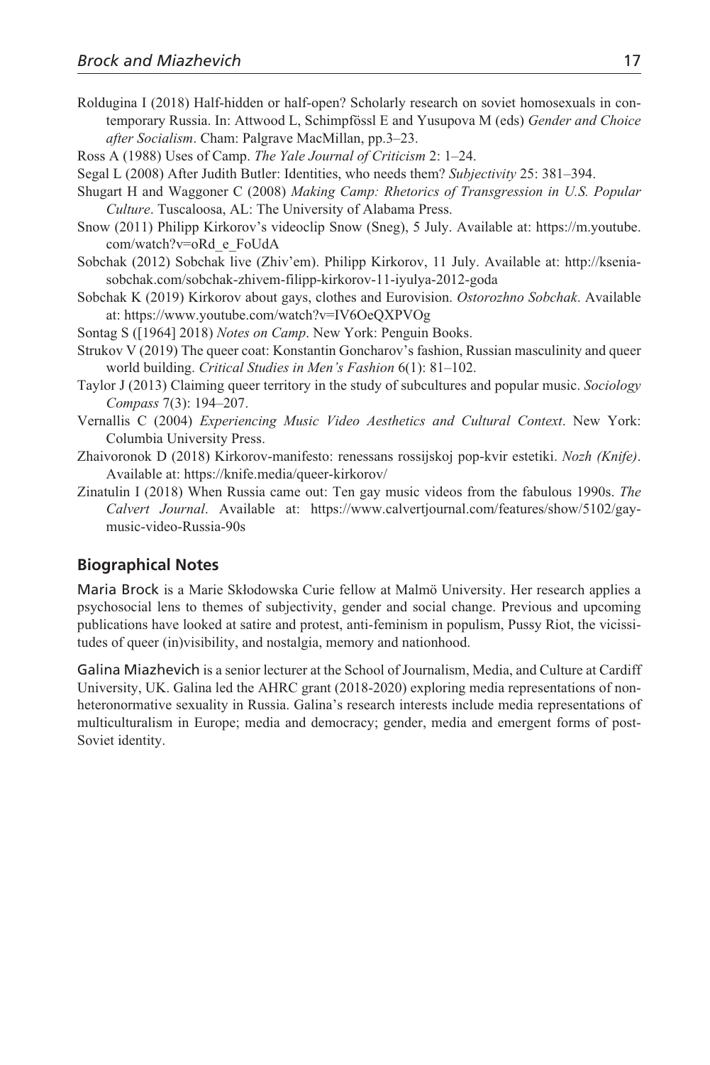Roldugina I (2018) Half-hidden or half-open? Scholarly research on soviet homosexuals in contemporary Russia. In: Attwood L, Schimpfössl E and Yusupova M (eds) *Gender and Choice after Socialism*. Cham: Palgrave MacMillan, pp.3–23.

Ross A (1988) Uses of Camp. *The Yale Journal of Criticism* 2: 1–24.

Segal L (2008) After Judith Butler: Identities, who needs them? *Subjectivity* 25: 381–394.

Shugart H and Waggoner C (2008) *Making Camp: Rhetorics of Transgression in U.S. Popular Culture*. Tuscaloosa, AL: The University of Alabama Press.

Snow (2011) Philipp Kirkorov's videoclip Snow (Sneg), 5 July. Available at: https://m.youtube.com/watch?v=oRd_e_FoUdA

Sobchak (2012) Sobchak live (Zhiv'em). Philipp Kirkorov, 11 July. Available at: http://kseniasobchak.com/sobchak-zhivem-filipp-kirkorov-11-iyulya-2012-goda

Sobchak K (2019) Kirkorov about gays, clothes and Eurovision. *Ostorozhno Sobchak*. Available at: https://www.youtube.com/watch?v=IV6OeQXPVOg

Sontag S ([1964] 2018) *Notes on Camp*. New York: Penguin Books.

Strukov V (2019) The queer coat: Konstantin Goncharov's fashion, Russian masculinity and queer world building. *Critical Studies in Men's Fashion* 6(1): 81–102.

Taylor J (2013) Claiming queer territory in the study of subcultures and popular music. *Sociology Compass* 7(3): 194–207.

Vernallis C (2004) *Experiencing Music Video Aesthetics and Cultural Context*. New York: Columbia University Press.

Zhaivoronok D (2018) Kirkorov-manifesto: renessans rossijskoj pop-kvir estetiki. *Nozh (Knife)*. Available at: https://knife.media/queer-kirkorov/

Zinatulin I (2018) When Russia came out: Ten gay music videos from the fabulous 1990s. *The Calvert Journal*. Available at: https://www.calvertjournal.com/features/show/5102/gay-music-video-Russia-90s

## Biographical Notes

Maria Brock is a Marie Skłodowska Curie fellow at Malmö University. Her research applies a psychosocial lens to themes of subjectivity, gender and social change. Previous and upcoming publications have looked at satire and protest, anti-feminism in populism, Pussy Riot, the vicissitudes of queer (in)visibility, and nostalgia, memory and nationhood.

Galina Miazhevich is a senior lecturer at the School of Journalism, Media, and Culture at Cardiff University, UK. Galina led the AHRC grant (2018-2020) exploring media representations of non-heteronormative sexuality in Russia. Galina's research interests include media representations of multiculturalism in Europe; media and democracy; gender, media and emergent forms of post-Soviet identity.